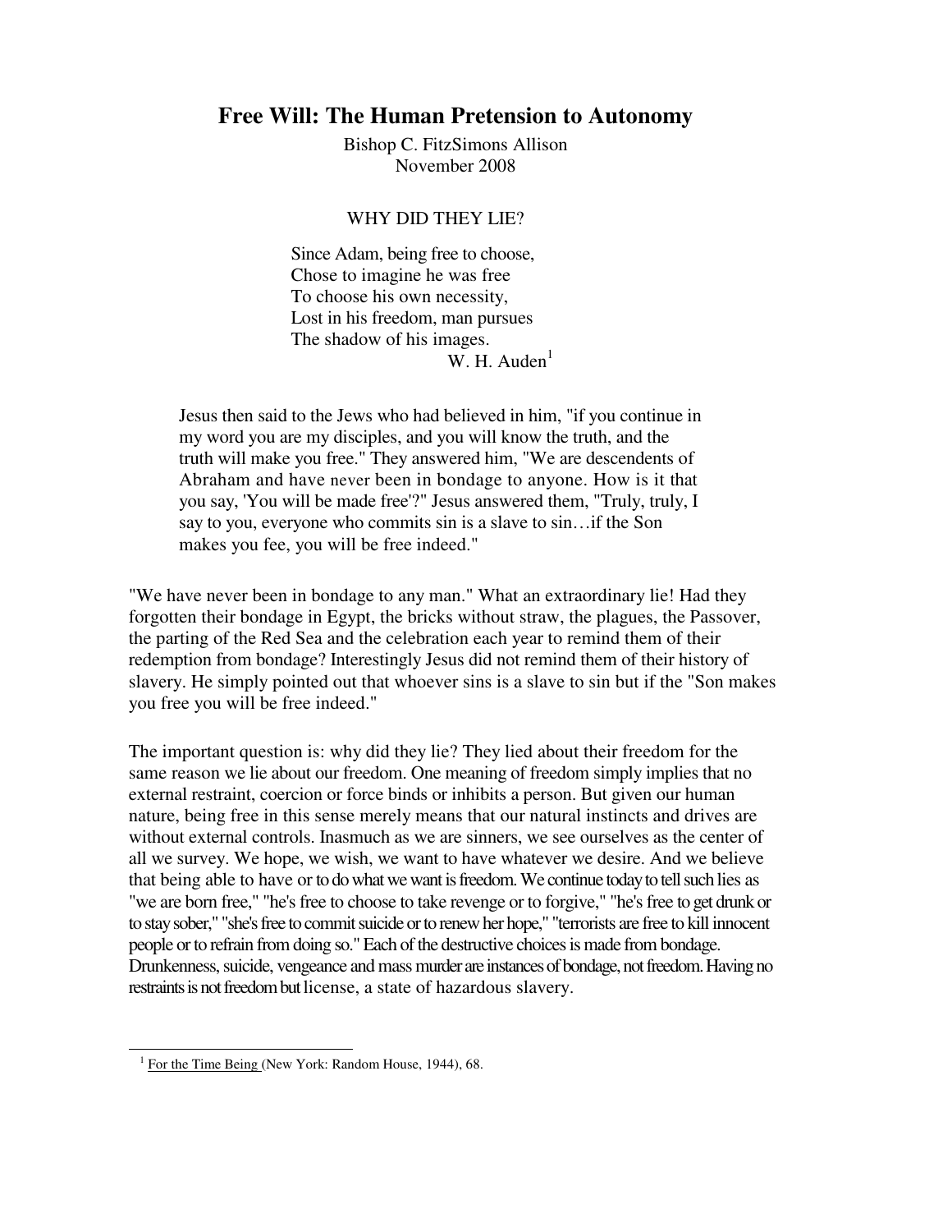# Free Will: The Human Pretension to Autonomy

Bishop C. FitzSimons Allison
November 2008

## WHY DID THEY LIE?

> Since Adam, being free to choose,
> Chose to imagine he was free
> To choose his own necessity,
> Lost in his freedom, man pursues
> The shadow of his images.
>
> W. H. Auden[1]

> Jesus then said to the Jews who had believed in him, "if you continue in my word you are my disciples, and you will know the truth, and the truth will make you free." They answered him, "We are descendents of Abraham and have never been in bondage to anyone. How is it that you say, 'You will be made free'?" Jesus answered them, "Truly, truly, I say to you, everyone who commits sin is a slave to sin…if the Son makes you fee, you will be free indeed."

"We have never been in bondage to any man." What an extraordinary lie! Had they forgotten their bondage in Egypt, the bricks without straw, the plagues, the Passover, the parting of the Red Sea and the celebration each year to remind them of their redemption from bondage? Interestingly Jesus did not remind them of their history of slavery. He simply pointed out that whoever sins is a slave to sin but if the "Son makes you free you will be free indeed."

The important question is: why did they lie? They lied about their freedom for the same reason we lie about our freedom. One meaning of freedom simply implies that no external restraint, coercion or force binds or inhibits a person. But given our human nature, being free in this sense merely means that our natural instincts and drives are without external controls. Inasmuch as we are sinners, we see ourselves as the center of all we survey. We hope, we wish, we want to have whatever we desire. And we believe that being able to have or to do what we want is freedom. We continue today to tell such lies as "we are born free," "he's free to choose to take revenge or to forgive," "he's free to get drunk or to stay sober," "she's free to commit suicide or to renew her hope," "terrorists are free to kill innocent people or to refrain from doing so." Each of the destructive choices is made from bondage. Drunkenness, suicide, vengeance and mass murder are instances of bondage, not freedom. Having no restraints is not freedom but license, a state of hazardous slavery.

---

[1] For the Time Being (New York: Random House, 1944), 68.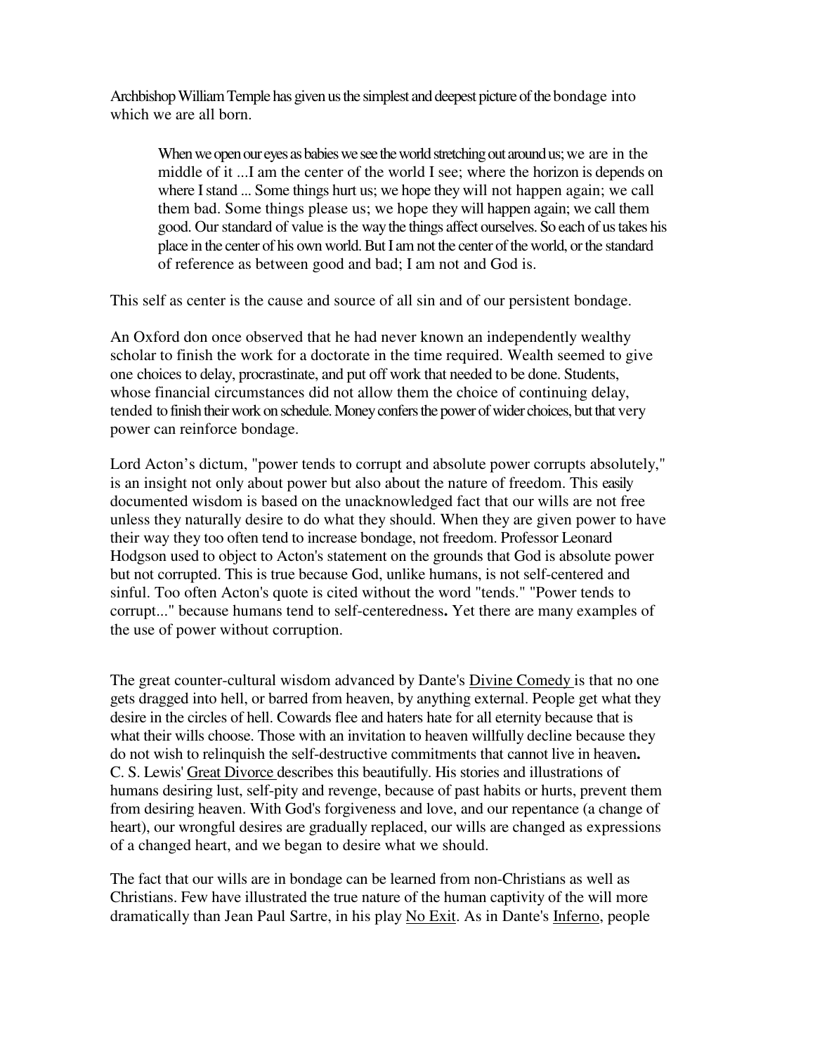Archbishop William Temple has given us the simplest and deepest picture of the bondage into which we are all born.

> When we open our eyes as babies we see the world stretching out around us; we are in the middle of it ...I am the center of the world I see; where the horizon is depends on where I stand ... Some things hurt us; we hope they will not happen again; we call them bad. Some things please us; we hope they will happen again; we call them good. Our standard of value is the way the things affect ourselves. So each of us takes his place in the center of his own world. But I am not the center of the world, or the standard of reference as between good and bad; I am not and God is.

This self as center is the cause and source of all sin and of our persistent bondage.

An Oxford don once observed that he had never known an independently wealthy scholar to finish the work for a doctorate in the time required. Wealth seemed to give one choices to delay, procrastinate, and put off work that needed to be done. Students, whose financial circumstances did not allow them the choice of continuing delay, tended to finish their work on schedule. Money confers the power of wider choices, but that very power can reinforce bondage.

Lord Acton's dictum, "power tends to corrupt and absolute power corrupts absolutely," is an insight not only about power but also about the nature of freedom. This easily documented wisdom is based on the unacknowledged fact that our wills are not free unless they naturally desire to do what they should. When they are given power to have their way they too often tend to increase bondage, not freedom. Professor Leonard Hodgson used to object to Acton's statement on the grounds that God is absolute power but not corrupted. This is true because God, unlike humans, is not self-centered and sinful. Too often Acton's quote is cited without the word "tends." "Power tends to corrupt..." because humans tend to self-centeredness**.** Yet there are many examples of the use of power without corruption.

The great counter-cultural wisdom advanced by Dante's <u>Divine Comedy</u> is that no one gets dragged into hell, or barred from heaven, by anything external. People get what they desire in the circles of hell. Cowards flee and haters hate for all eternity because that is what their wills choose. Those with an invitation to heaven willfully decline because they do not wish to relinquish the self-destructive commitments that cannot live in heaven**.** C. S. Lewis' <u>Great Divorce</u> describes this beautifully. His stories and illustrations of humans desiring lust, self-pity and revenge, because of past habits or hurts, prevent them from desiring heaven. With God's forgiveness and love, and our repentance (a change of heart), our wrongful desires are gradually replaced, our wills are changed as expressions of a changed heart, and we began to desire what we should.

The fact that our wills are in bondage can be learned from non-Christians as well as Christians. Few have illustrated the true nature of the human captivity of the will more dramatically than Jean Paul Sartre, in his play <u>No Exit</u>. As in Dante's <u>Inferno</u>, people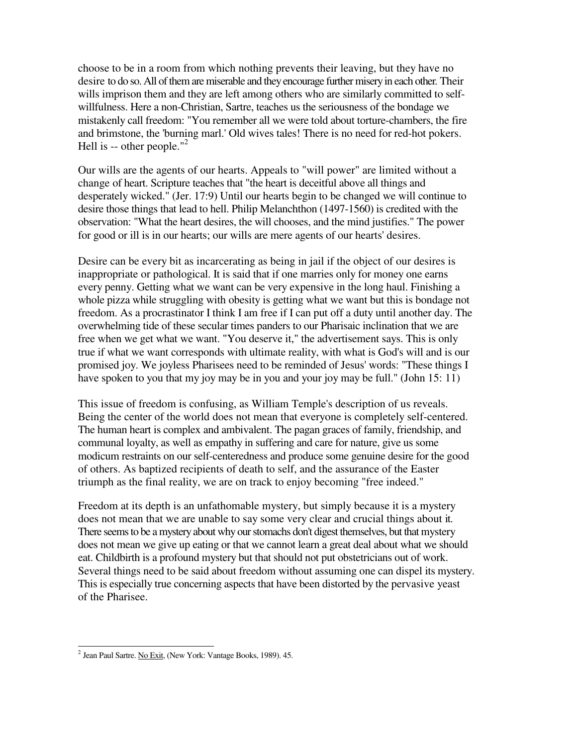choose to be in a room from which nothing prevents their leaving, but they have no desire to do so. All of them are miserable and they encourage further misery in each other. Their wills imprison them and they are left among others who are similarly committed to self-willfulness. Here a non-Christian, Sartre, teaches us the seriousness of the bondage we mistakenly call freedom: "You remember all we were told about torture-chambers, the fire and brimstone, the 'burning marl.' Old wives tales! There is no need for red-hot pokers. Hell is -- other people."[2]

Our wills are the agents of our hearts. Appeals to "will power" are limited without a change of heart. Scripture teaches that "the heart is deceitful above all things and desperately wicked." (Jer. 17:9) Until our hearts begin to be changed we will continue to desire those things that lead to hell. Philip Melanchthon (1497-1560) is credited with the observation: "What the heart desires, the will chooses, and the mind justifies." The power for good or ill is in our hearts; our wills are mere agents of our hearts' desires.

Desire can be every bit as incarcerating as being in jail if the object of our desires is inappropriate or pathological. It is said that if one marries only for money one earns every penny. Getting what we want can be very expensive in the long haul. Finishing a whole pizza while struggling with obesity is getting what we want but this is bondage not freedom. As a procrastinator I think I am free if I can put off a duty until another day. The overwhelming tide of these secular times panders to our Pharisaic inclination that we are free when we get what we want. "You deserve it," the advertisement says. This is only true if what we want corresponds with ultimate reality, with what is God's will and is our promised joy. We joyless Pharisees need to be reminded of Jesus' words: "These things I have spoken to you that my joy may be in you and your joy may be full." (John 15: 11)

This issue of freedom is confusing, as William Temple's description of us reveals. Being the center of the world does not mean that everyone is completely self-centered. The human heart is complex and ambivalent. The pagan graces of family, friendship, and communal loyalty, as well as empathy in suffering and care for nature, give us some modicum restraints on our self-centeredness and produce some genuine desire for the good of others. As baptized recipients of death to self, and the assurance of the Easter triumph as the final reality, we are on track to enjoy becoming "free indeed."

Freedom at its depth is an unfathomable mystery, but simply because it is a mystery does not mean that we are unable to say some very clear and crucial things about it. There seems to be a mystery about why our stomachs don't digest themselves, but that mystery does not mean we give up eating or that we cannot learn a great deal about what we should eat. Childbirth is a profound mystery but that should not put obstetricians out of work. Several things need to be said about freedom without assuming one can dispel its mystery. This is especially true concerning aspects that have been distorted by the pervasive yeast of the Pharisee.

---

[2] Jean Paul Sartre. No Exit, (New York: Vantage Books, 1989). 45.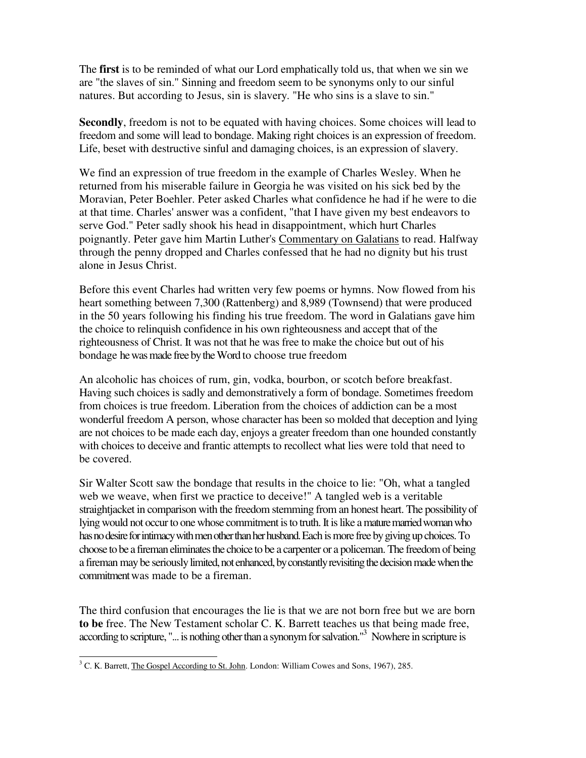The **first** is to be reminded of what our Lord emphatically told us, that when we sin we are "the slaves of sin." Sinning and freedom seem to be synonyms only to our sinful natures. But according to Jesus, sin is slavery. "He who sins is a slave to sin."

**Secondly**, freedom is not to be equated with having choices. Some choices will lead to freedom and some will lead to bondage. Making right choices is an expression of freedom. Life, beset with destructive sinful and damaging choices, is an expression of slavery.

We find an expression of true freedom in the example of Charles Wesley. When he returned from his miserable failure in Georgia he was visited on his sick bed by the Moravian, Peter Boehler. Peter asked Charles what confidence he had if he were to die at that time. Charles' answer was a confident, "that I have given my best endeavors to serve God." Peter sadly shook his head in disappointment, which hurt Charles poignantly. Peter gave him Martin Luther's Commentary on Galatians to read. Halfway through the penny dropped and Charles confessed that he had no dignity but his trust alone in Jesus Christ.

Before this event Charles had written very few poems or hymns. Now flowed from his heart something between 7,300 (Rattenberg) and 8,989 (Townsend) that were produced in the 50 years following his finding his true freedom. The word in Galatians gave him the choice to relinquish confidence in his own righteousness and accept that of the righteousness of Christ. It was not that he was free to make the choice but out of his bondage he was made free by the Word to choose true freedom

An alcoholic has choices of rum, gin, vodka, bourbon, or scotch before breakfast. Having such choices is sadly and demonstratively a form of bondage. Sometimes freedom from choices is true freedom. Liberation from the choices of addiction can be a most wonderful freedom A person, whose character has been so molded that deception and lying are not choices to be made each day, enjoys a greater freedom than one hounded constantly with choices to deceive and frantic attempts to recollect what lies were told that need to be covered.

Sir Walter Scott saw the bondage that results in the choice to lie: "Oh, what a tangled web we weave, when first we practice to deceive!" A tangled web is a veritable straightjacket in comparison with the freedom stemming from an honest heart. The possibility of lying would not occur to one whose commitment is to truth. It is like a mature married woman who has no desire for intimacy with men other than her husband. Each is more free by giving up choices. To choose to be a fireman eliminates the choice to be a carpenter or a policeman. The freedom of being a fireman may be seriously limited, not enhanced, by constantly revisiting the decision made when the commitment was made to be a fireman.

The third confusion that encourages the lie is that we are not born free but we are born **to be** free. The New Testament scholar C. K. Barrett teaches us that being made free, according to scripture, "... is nothing other than a synonym for salvation."[3] Nowhere in scripture is

[3] C. K. Barrett, The Gospel According to St. John. London: William Cowes and Sons, 1967), 285.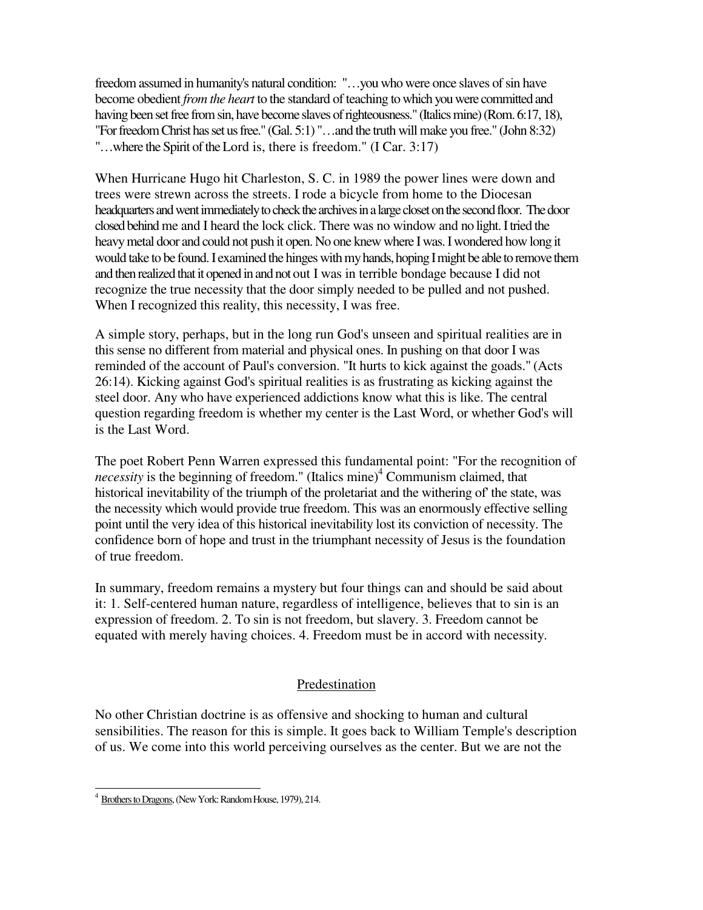freedom assumed in humanity's natural condition: "…you who were once slaves of sin have become obedient *from the heart* to the standard of teaching to which you were committed and having been set free from sin, have become slaves of righteousness." (Italics mine) (Rom. 6:17, 18), "For freedom Christ has set us free." (Gal. 5:1) "…and the truth will make you free." (John 8:32) "…where the Spirit of the Lord is, there is freedom." (I Car. 3:17)

When Hurricane Hugo hit Charleston, S. C. in 1989 the power lines were down and trees were strewn across the streets. I rode a bicycle from home to the Diocesan headquarters and went immediately to check the archives in a large closet on the second floor. The door closed behind me and I heard the lock click. There was no window and no light. I tried the heavy metal door and could not push it open. No one knew where I was. I wondered how long it would take to be found. I examined the hinges with my hands, hoping I might be able to remove them and then realized that it opened in and not out I was in terrible bondage because I did not recognize the true necessity that the door simply needed to be pulled and not pushed. When I recognized this reality, this necessity, I was free.

A simple story, perhaps, but in the long run God's unseen and spiritual realities are in this sense no different from material and physical ones. In pushing on that door I was reminded of the account of Paul's conversion. "It hurts to kick against the goads." (Acts 26:14). Kicking against God's spiritual realities is as frustrating as kicking against the steel door. Any who have experienced addictions know what this is like. The central question regarding freedom is whether my center is the Last Word, or whether God's will is the Last Word.

The poet Robert Penn Warren expressed this fundamental point: "For the recognition of *necessity* is the beginning of freedom." (Italics mine)[4] Communism claimed, that historical inevitability of the triumph of the proletariat and the withering of' the state, was the necessity which would provide true freedom. This was an enormously effective selling point until the very idea of this historical inevitability lost its conviction of necessity. The confidence born of hope and trust in the triumphant necessity of Jesus is the foundation of true freedom.

In summary, freedom remains a mystery but four things can and should be said about it: 1. Self-centered human nature, regardless of intelligence, believes that to sin is an expression of freedom. 2. To sin is not freedom, but slavery. 3. Freedom cannot be equated with merely having choices. 4. Freedom must be in accord with necessity.

## Predestination

No other Christian doctrine is as offensive and shocking to human and cultural sensibilities. The reason for this is simple. It goes back to William Temple's description of us. We come into this world perceiving ourselves as the center. But we are not the

---

[4] Brothers to Dragons, (New York: Random House, 1979), 214.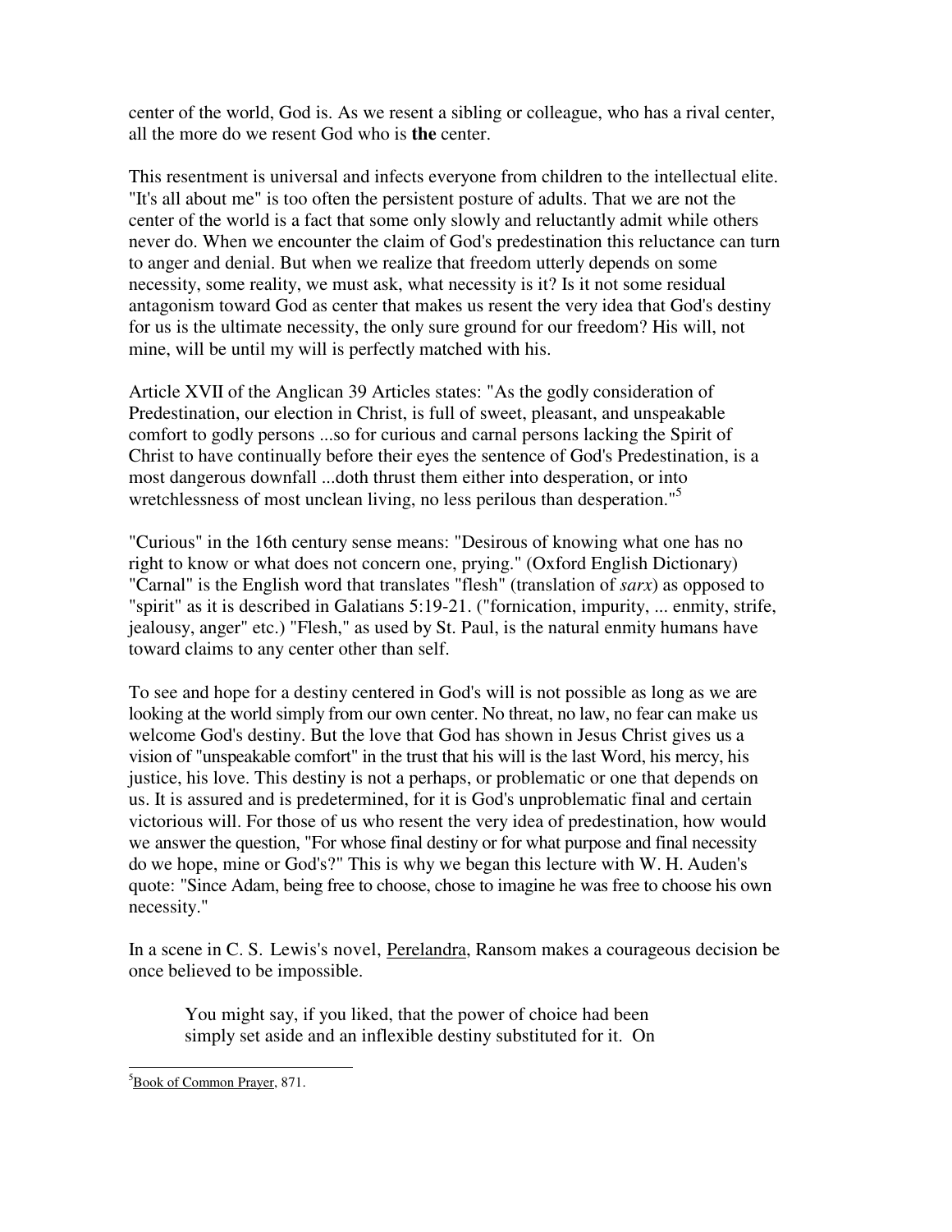center of the world, God is. As we resent a sibling or colleague, who has a rival center, all the more do we resent God who is **the** center.

This resentment is universal and infects everyone from children to the intellectual elite. "It's all about me" is too often the persistent posture of adults. That we are not the center of the world is a fact that some only slowly and reluctantly admit while others never do. When we encounter the claim of God's predestination this reluctance can turn to anger and denial. But when we realize that freedom utterly depends on some necessity, some reality, we must ask, what necessity is it? Is it not some residual antagonism toward God as center that makes us resent the very idea that God's destiny for us is the ultimate necessity, the only sure ground for our freedom? His will, not mine, will be until my will is perfectly matched with his.

Article XVII of the Anglican 39 Articles states: "As the godly consideration of Predestination, our election in Christ, is full of sweet, pleasant, and unspeakable comfort to godly persons ...so for curious and carnal persons lacking the Spirit of Christ to have continually before their eyes the sentence of God's Predestination, is a most dangerous downfall ...doth thrust them either into desperation, or into wretchlessness of most unclean living, no less perilous than desperation."[5]

"Curious" in the 16th century sense means: "Desirous of knowing what one has no right to know or what does not concern one, prying." (Oxford English Dictionary) "Carnal" is the English word that translates "flesh" (translation of *sarx*) as opposed to "spirit" as it is described in Galatians 5:19-21. ("fornication, impurity, ... enmity, strife, jealousy, anger" etc.) "Flesh," as used by St. Paul, is the natural enmity humans have toward claims to any center other than self.

To see and hope for a destiny centered in God's will is not possible as long as we are looking at the world simply from our own center. No threat, no law, no fear can make us welcome God's destiny. But the love that God has shown in Jesus Christ gives us a vision of "unspeakable comfort" in the trust that his will is the last Word, his mercy, his justice, his love. This destiny is not a perhaps, or problematic or one that depends on us. It is assured and is predetermined, for it is God's unproblematic final and certain victorious will. For those of us who resent the very idea of predestination, how would we answer the question, "For whose final destiny or for what purpose and final necessity do we hope, mine or God's?" This is why we began this lecture with W. H. Auden's quote: "Since Adam, being free to choose, chose to imagine he was free to choose his own necessity."

In a scene in C. S. Lewis's novel, Perelandra, Ransom makes a courageous decision be once believed to be impossible.

> You might say, if you liked, that the power of choice had been simply set aside and an inflexible destiny substituted for it. On

[5] Book of Common Prayer, 871.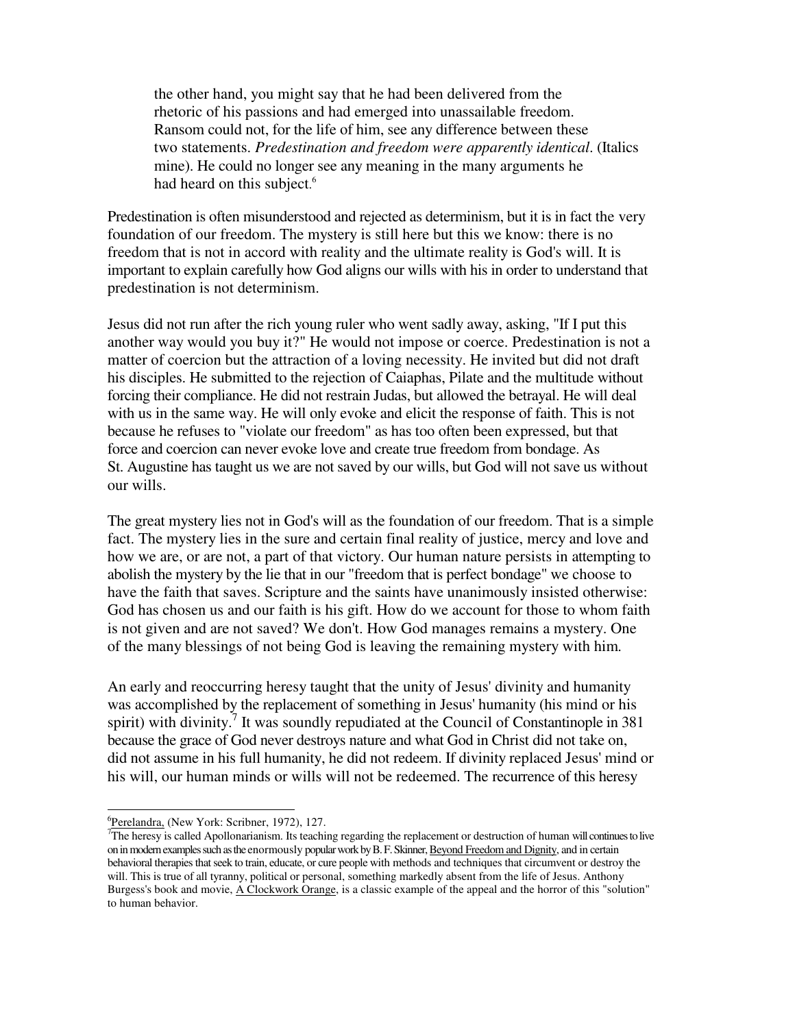> the other hand, you might say that he had been delivered from the rhetoric of his passions and had emerged into unassailable freedom. Ransom could not, for the life of him, see any difference between these two statements. *Predestination and freedom were apparently identical*. (Italics mine). He could no longer see any meaning in the many arguments he had heard on this subject.[6]

Predestination is often misunderstood and rejected as determinism, but it is in fact the very foundation of our freedom. The mystery is still here but this we know: there is no freedom that is not in accord with reality and the ultimate reality is God's will. It is important to explain carefully how God aligns our wills with his in order to understand that predestination is not determinism.

Jesus did not run after the rich young ruler who went sadly away, asking, "If I put this another way would you buy it?" He would not impose or coerce. Predestination is not a matter of coercion but the attraction of a loving necessity. He invited but did not draft his disciples. He submitted to the rejection of Caiaphas, Pilate and the multitude without forcing their compliance. He did not restrain Judas, but allowed the betrayal. He will deal with us in the same way. He will only evoke and elicit the response of faith. This is not because he refuses to "violate our freedom" as has too often been expressed, but that force and coercion can never evoke love and create true freedom from bondage. As St. Augustine has taught us we are not saved by our wills, but God will not save us without our wills.

The great mystery lies not in God's will as the foundation of our freedom. That is a simple fact. The mystery lies in the sure and certain final reality of justice, mercy and love and how we are, or are not, a part of that victory. Our human nature persists in attempting to abolish the mystery by the lie that in our "freedom that is perfect bondage" we choose to have the faith that saves. Scripture and the saints have unanimously insisted otherwise: God has chosen us and our faith is his gift. How do we account for those to whom faith is not given and are not saved? We don't. How God manages remains a mystery. One of the many blessings of not being God is leaving the remaining mystery with him.

An early and reoccurring heresy taught that the unity of Jesus' divinity and humanity was accomplished by the replacement of something in Jesus' humanity (his mind or his spirit) with divinity.[7] It was soundly repudiated at the Council of Constantinople in 381 because the grace of God never destroys nature and what God in Christ did not take on, did not assume in his full humanity, he did not redeem. If divinity replaced Jesus' mind or his will, our human minds or wills will not be redeemed. The recurrence of this heresy

---

[6] Perelandra, (New York: Scribner, 1972), 127.

[7] The heresy is called Apollonarianism. Its teaching regarding the replacement or destruction of human will continues to live on in modern examples such as the enormously popular work by B. F. Skinner, Beyond Freedom and Dignity, and in certain behavioral therapies that seek to train, educate, or cure people with methods and techniques that circumvent or destroy the will. This is true of all tyranny, political or personal, something markedly absent from the life of Jesus. Anthony Burgess's book and movie, A Clockwork Orange, is a classic example of the appeal and the horror of this "solution" to human behavior.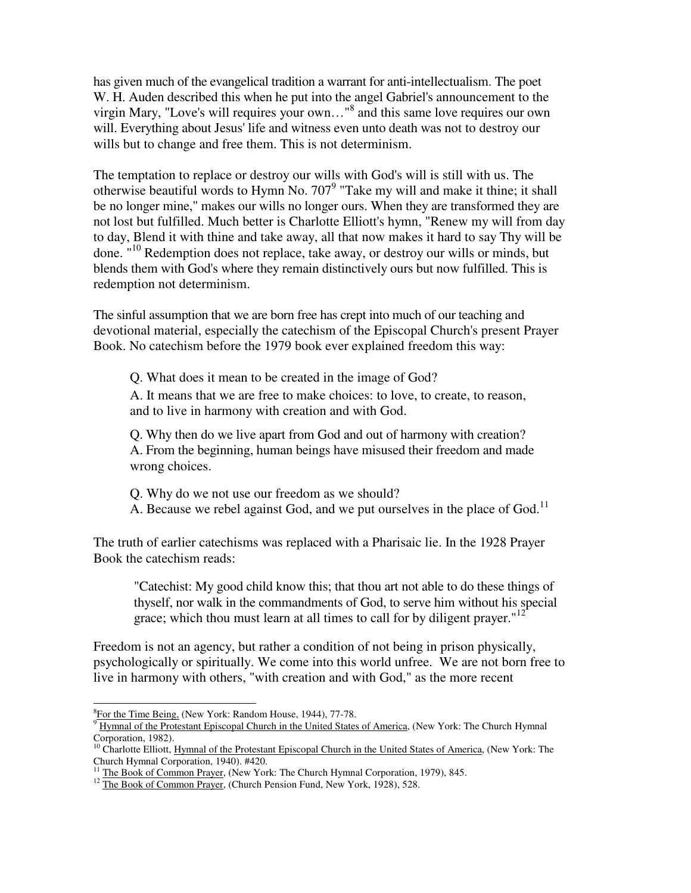has given much of the evangelical tradition a warrant for anti-intellectualism. The poet W. H. Auden described this when he put into the angel Gabriel's announcement to the virgin Mary, "Love's will requires your own…"[8] and this same love requires our own will. Everything about Jesus' life and witness even unto death was not to destroy our wills but to change and free them. This is not determinism.

The temptation to replace or destroy our wills with God's will is still with us. The otherwise beautiful words to Hymn No. 707[9] "Take my will and make it thine; it shall be no longer mine," makes our wills no longer ours. When they are transformed they are not lost but fulfilled. Much better is Charlotte Elliott's hymn, "Renew my will from day to day, Blend it with thine and take away, all that now makes it hard to say Thy will be done. "[10] Redemption does not replace, take away, or destroy our wills or minds, but blends them with God's where they remain distinctively ours but now fulfilled. This is redemption not determinism.

The sinful assumption that we are born free has crept into much of our teaching and devotional material, especially the catechism of the Episcopal Church's present Prayer Book. No catechism before the 1979 book ever explained freedom this way:

> Q. What does it mean to be created in the image of God?
>
> A. It means that we are free to make choices: to love, to create, to reason, and to live in harmony with creation and with God.
>
> Q. Why then do we live apart from God and out of harmony with creation?
> A. From the beginning, human beings have misused their freedom and made wrong choices.
>
> Q. Why do we not use our freedom as we should?
> A. Because we rebel against God, and we put ourselves in the place of God.[11]

The truth of earlier catechisms was replaced with a Pharisaic lie. In the 1928 Prayer Book the catechism reads:

> "Catechist: My good child know this; that thou art not able to do these things of thyself, nor walk in the commandments of God, to serve him without his special grace; which thou must learn at all times to call for by diligent prayer."[12]

Freedom is not an agency, but rather a condition of not being in prison physically, psychologically or spiritually. We come into this world unfree. We are not born free to live in harmony with others, "with creation and with God," as the more recent

---

[8] For the Time Being, (New York: Random House, 1944), 77-78.

[9] Hymnal of the Protestant Episcopal Church in the United States of America, (New York: The Church Hymnal Corporation, 1982).

[10] Charlotte Elliott, Hymnal of the Protestant Episcopal Church in the United States of America, (New York: The Church Hymnal Corporation, 1940). #420.

[11] The Book of Common Prayer, (New York: The Church Hymnal Corporation, 1979), 845.

[12] The Book of Common Prayer, (Church Pension Fund, New York, 1928), 528.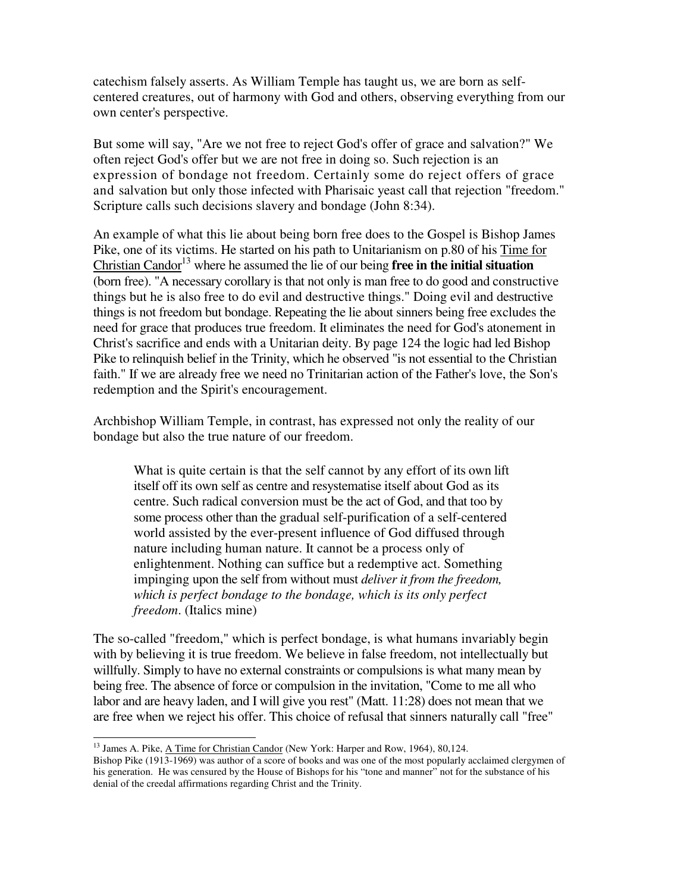catechism falsely asserts. As William Temple has taught us, we are born as self-centered creatures, out of harmony with God and others, observing everything from our own center's perspective.

But some will say, "Are we not free to reject God's offer of grace and salvation?" We often reject God's offer but we are not free in doing so. Such rejection is an expression of bondage not freedom. Certainly some do reject offers of grace and salvation but only those infected with Pharisaic yeast call that rejection "freedom." Scripture calls such decisions slavery and bondage (John 8:34).

An example of what this lie about being born free does to the Gospel is Bishop James Pike, one of its victims. He started on his path to Unitarianism on p.80 of his Time for Christian Candor[13] where he assumed the lie of our being **free in the initial situation** (born free). "A necessary corollary is that not only is man free to do good and constructive things but he is also free to do evil and destructive things." Doing evil and destructive things is not freedom but bondage. Repeating the lie about sinners being free excludes the need for grace that produces true freedom. It eliminates the need for God's atonement in Christ's sacrifice and ends with a Unitarian deity. By page 124 the logic had led Bishop Pike to relinquish belief in the Trinity, which he observed "is not essential to the Christian faith." If we are already free we need no Trinitarian action of the Father's love, the Son's redemption and the Spirit's encouragement.

Archbishop William Temple, in contrast, has expressed not only the reality of our bondage but also the true nature of our freedom.

> What is quite certain is that the self cannot by any effort of its own lift itself off its own self as centre and resystematise itself about God as its centre. Such radical conversion must be the act of God, and that too by some process other than the gradual self-purification of a self-centered world assisted by the ever-present influence of God diffused through nature including human nature. It cannot be a process only of enlightenment. Nothing can suffice but a redemptive act. Something impinging upon the self from without must *deliver it from the freedom, which is perfect bondage to the bondage, which is its only perfect freedom*. (Italics mine)

The so-called "freedom," which is perfect bondage, is what humans invariably begin with by believing it is true freedom. We believe in false freedom, not intellectually but willfully. Simply to have no external constraints or compulsions is what many mean by being free. The absence of force or compulsion in the invitation, "Come to me all who labor and are heavy laden, and I will give you rest" (Matt. 11:28) does not mean that we are free when we reject his offer. This choice of refusal that sinners naturally call "free"

---

[13] James A. Pike, A Time for Christian Candor (New York: Harper and Row, 1964), 80,124.
Bishop Pike (1913-1969) was author of a score of books and was one of the most popularly acclaimed clergymen of his generation. He was censured by the House of Bishops for his "tone and manner" not for the substance of his denial of the creedal affirmations regarding Christ and the Trinity.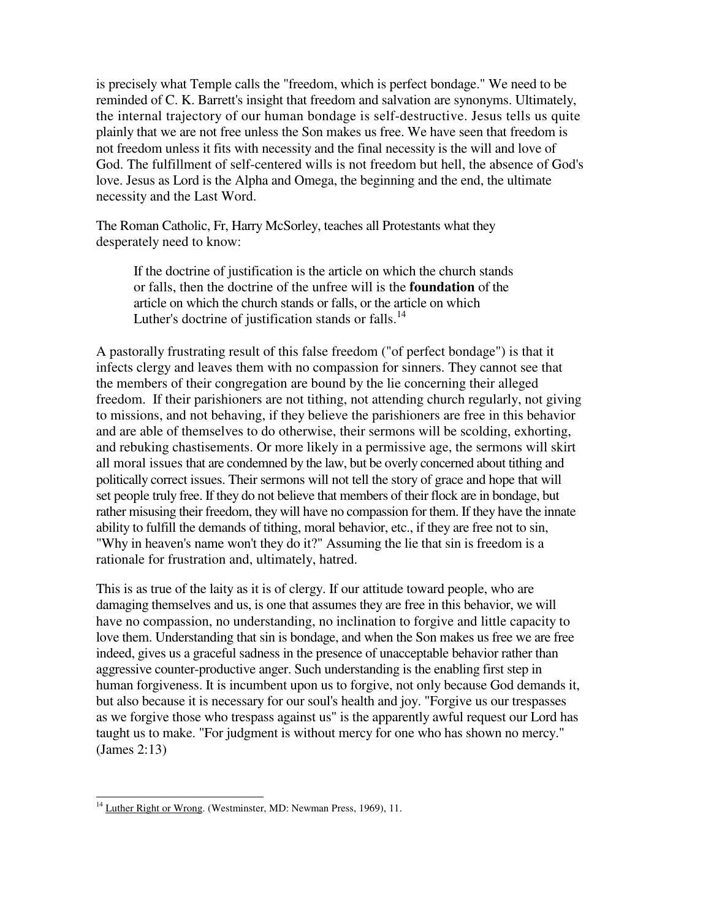is precisely what Temple calls the "freedom, which is perfect bondage." We need to be reminded of C. K. Barrett's insight that freedom and salvation are synonyms. Ultimately, the internal trajectory of our human bondage is self-destructive. Jesus tells us quite plainly that we are not free unless the Son makes us free. We have seen that freedom is not freedom unless it fits with necessity and the final necessity is the will and love of God. The fulfillment of self-centered wills is not freedom but hell, the absence of God's love. Jesus as Lord is the Alpha and Omega, the beginning and the end, the ultimate necessity and the Last Word.

The Roman Catholic, Fr, Harry McSorley, teaches all Protestants what they desperately need to know:

> If the doctrine of justification is the article on which the church stands or falls, then the doctrine of the unfree will is the **foundation** of the article on which the church stands or falls, or the article on which Luther's doctrine of justification stands or falls.[14]

A pastorally frustrating result of this false freedom ("of perfect bondage") is that it infects clergy and leaves them with no compassion for sinners. They cannot see that the members of their congregation are bound by the lie concerning their alleged freedom. If their parishioners are not tithing, not attending church regularly, not giving to missions, and not behaving, if they believe the parishioners are free in this behavior and are able of themselves to do otherwise, their sermons will be scolding, exhorting, and rebuking chastisements. Or more likely in a permissive age, the sermons will skirt all moral issues that are condemned by the law, but be overly concerned about tithing and politically correct issues. Their sermons will not tell the story of grace and hope that will set people truly free. If they do not believe that members of their flock are in bondage, but rather misusing their freedom, they will have no compassion for them. If they have the innate ability to fulfill the demands of tithing, moral behavior, etc., if they are free not to sin, "Why in heaven's name won't they do it?" Assuming the lie that sin is freedom is a rationale for frustration and, ultimately, hatred.

This is as true of the laity as it is of clergy. If our attitude toward people, who are damaging themselves and us, is one that assumes they are free in this behavior, we will have no compassion, no understanding, no inclination to forgive and little capacity to love them. Understanding that sin is bondage, and when the Son makes us free we are free indeed, gives us a graceful sadness in the presence of unacceptable behavior rather than aggressive counter-productive anger. Such understanding is the enabling first step in human forgiveness. It is incumbent upon us to forgive, not only because God demands it, but also because it is necessary for our soul's health and joy. "Forgive us our trespasses as we forgive those who trespass against us" is the apparently awful request our Lord has taught us to make. "For judgment is without mercy for one who has shown no mercy." (James 2:13)

---

[14] Luther Right or Wrong. (Westminster, MD: Newman Press, 1969), 11.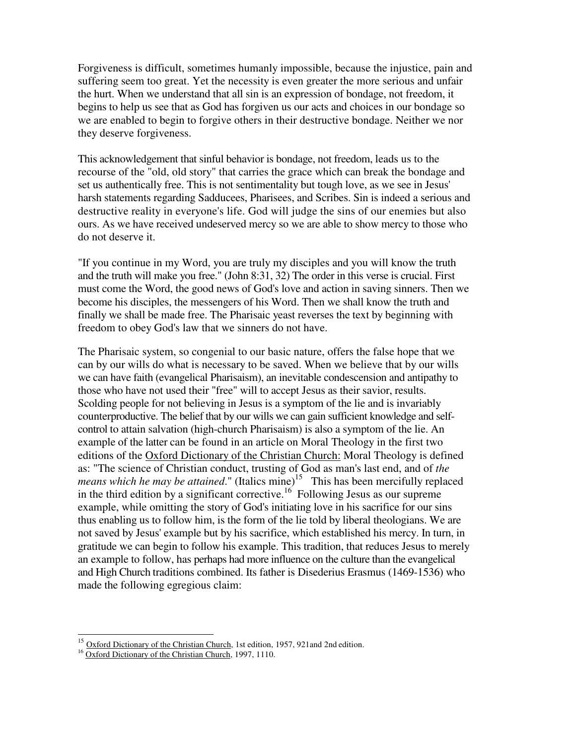Forgiveness is difficult, sometimes humanly impossible, because the injustice, pain and suffering seem too great. Yet the necessity is even greater the more serious and unfair the hurt. When we understand that all sin is an expression of bondage, not freedom, it begins to help us see that as God has forgiven us our acts and choices in our bondage so we are enabled to begin to forgive others in their destructive bondage. Neither we nor they deserve forgiveness.

This acknowledgement that sinful behavior is bondage, not freedom, leads us to the recourse of the "old, old story" that carries the grace which can break the bondage and set us authentically free. This is not sentimentality but tough love, as we see in Jesus' harsh statements regarding Sadducees, Pharisees, and Scribes. Sin is indeed a serious and destructive reality in everyone's life. God will judge the sins of our enemies but also ours. As we have received undeserved mercy so we are able to show mercy to those who do not deserve it.

"If you continue in my Word, you are truly my disciples and you will know the truth and the truth will make you free." (John 8:31, 32) The order in this verse is crucial. First must come the Word, the good news of God's love and action in saving sinners. Then we become his disciples, the messengers of his Word. Then we shall know the truth and finally we shall be made free. The Pharisaic yeast reverses the text by beginning with freedom to obey God's law that we sinners do not have.

The Pharisaic system, so congenial to our basic nature, offers the false hope that we can by our wills do what is necessary to be saved. When we believe that by our wills we can have faith (evangelical Pharisaism), an inevitable condescension and antipathy to those who have not used their "free" will to accept Jesus as their savior, results. Scolding people for not believing in Jesus is a symptom of the lie and is invariably counterproductive. The belief that by our wills we can gain sufficient knowledge and self-control to attain salvation (high-church Pharisaism) is also a symptom of the lie. An example of the latter can be found in an article on Moral Theology in the first two editions of the Oxford Dictionary of the Christian Church: Moral Theology is defined as: "The science of Christian conduct, trusting of God as man's last end, and of *the means which he may be attained*." (Italics mine)[15] This has been mercifully replaced in the third edition by a significant corrective.[16] Following Jesus as our supreme example, while omitting the story of God's initiating love in his sacrifice for our sins thus enabling us to follow him, is the form of the lie told by liberal theologians. We are not saved by Jesus' example but by his sacrifice, which established his mercy. In turn, in gratitude we can begin to follow his example. This tradition, that reduces Jesus to merely an example to follow, has perhaps had more influence on the culture than the evangelical and High Church traditions combined. Its father is Disederius Erasmus (1469-1536) who made the following egregious claim:

---

[15] Oxford Dictionary of the Christian Church, 1st edition, 1957, 921and 2nd edition.

[16] Oxford Dictionary of the Christian Church, 1997, 1110.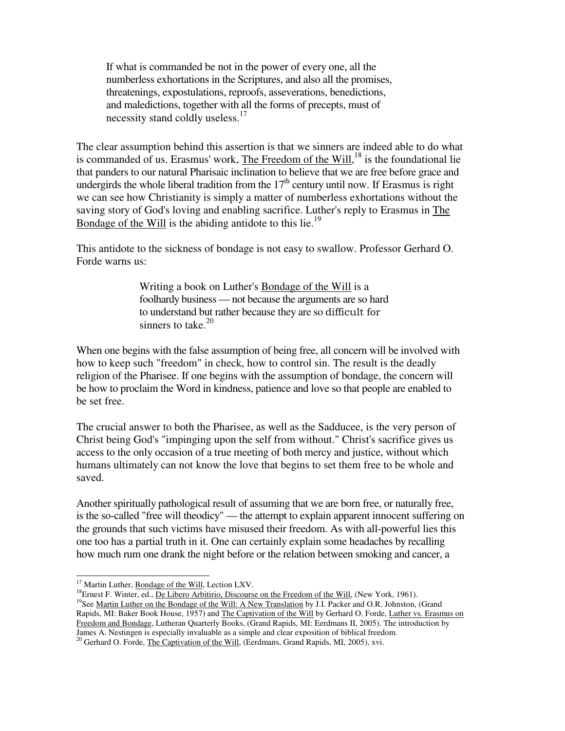> If what is commanded be not in the power of every one, all the numberless exhortations in the Scriptures, and also all the promises, threatenings, expostulations, reproofs, asseverations, benedictions, and maledictions, together with all the forms of precepts, must of necessity stand coldly useless.[17]

The clear assumption behind this assertion is that we sinners are indeed able to do what is commanded of us. Erasmus' work, The Freedom of the Will,[18] is the foundational lie that panders to our natural Pharisaic inclination to believe that we are free before grace and undergirds the whole liberal tradition from the 17th century until now. If Erasmus is right we can see how Christianity is simply a matter of numberless exhortations without the saving story of God's loving and enabling sacrifice. Luther's reply to Erasmus in The Bondage of the Will is the abiding antidote to this lie.[19]

This antidote to the sickness of bondage is not easy to swallow. Professor Gerhard O. Forde warns us:

> Writing a book on Luther's Bondage of the Will is a foolhardy business — not because the arguments are so hard to understand but rather because they are so difficult for sinners to take.[20]

When one begins with the false assumption of being free, all concern will be involved with how to keep such "freedom" in check, how to control sin. The result is the deadly religion of the Pharisee. If one begins with the assumption of bondage, the concern will be how to proclaim the Word in kindness, patience and love so that people are enabled to be set free.

The crucial answer to both the Pharisee, as well as the Sadducee, is the very person of Christ being God's "impinging upon the self from without." Christ's sacrifice gives us access to the only occasion of a true meeting of both mercy and justice, without which humans ultimately can not know the love that begins to set them free to be whole and saved.

Another spiritually pathological result of assuming that we are born free, or naturally free, is the so-called "free will theodicy" — the attempt to explain apparent innocent suffering on the grounds that such victims have misused their freedom. As with all-powerful lies this one too has a partial truth in it. One can certainly explain some headaches by recalling how much rum one drank the night before or the relation between smoking and cancer, a

---

[17] Martin Luther, Bondage of the Will, Lection LXV.

[18] Ernest F. Winter, ed., De Libero Arbitirio, Discourse on the Freedom of the Will, (New York, 1961).

[19] See Martin Luther on the Bondage of the Will: A New Translation by J.I. Packer and O.R. Johnston, (Grand Rapids, MI: Baker Book House, 1957) and The Captivation of the Will by Gerhard O. Forde, Luther vs. Erasmus on Freedom and Bondage, Lutheran Quarterly Books, (Grand Rapids, MI: Eerdmans II, 2005). The introduction by James A. Nestingen is especially invaluable as a simple and clear exposition of biblical freedom.

[20] Gerhard O. Forde, The Captivation of the Will, (Eerdmans, Grand Rapids, MI, 2005), xvi.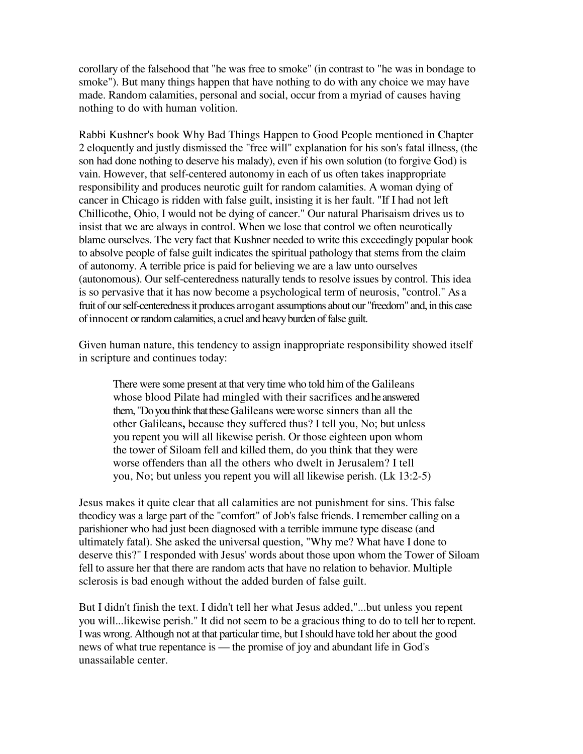corollary of the falsehood that "he was free to smoke" (in contrast to "he was in bondage to smoke"). But many things happen that have nothing to do with any choice we may have made. Random calamities, personal and social, occur from a myriad of causes having nothing to do with human volition.

Rabbi Kushner's book Why Bad Things Happen to Good People mentioned in Chapter 2 eloquently and justly dismissed the "free will" explanation for his son's fatal illness, (the son had done nothing to deserve his malady), even if his own solution (to forgive God) is vain. However, that self-centered autonomy in each of us often takes inappropriate responsibility and produces neurotic guilt for random calamities. A woman dying of cancer in Chicago is ridden with false guilt, insisting it is her fault. "If I had not left Chillicothe, Ohio, I would not be dying of cancer." Our natural Pharisaism drives us to insist that we are always in control. When we lose that control we often neurotically blame ourselves. The very fact that Kushner needed to write this exceedingly popular book to absolve people of false guilt indicates the spiritual pathology that stems from the claim of autonomy. A terrible price is paid for believing we are a law unto ourselves (autonomous). Our self-centeredness naturally tends to resolve issues by control. This idea is so pervasive that it has now become a psychological term of neurosis, "control." As a fruit of our self-centeredness it produces arrogant assumptions about our "freedom" and, in this case of innocent or random calamities, a cruel and heavy burden of false guilt.

Given human nature, this tendency to assign inappropriate responsibility showed itself in scripture and continues today:

> There were some present at that very time who told him of the Galileans whose blood Pilate had mingled with their sacrifices and he answered them, "Do you think that these Galileans were worse sinners than all the other Galileans**,** because they suffered thus? I tell you, No; but unless you repent you will all likewise perish. Or those eighteen upon whom the tower of Siloam fell and killed them, do you think that they were worse offenders than all the others who dwelt in Jerusalem? I tell you, No; but unless you repent you will all likewise perish. (Lk 13:2-5)

Jesus makes it quite clear that all calamities are not punishment for sins. This false theodicy was a large part of the "comfort" of Job's false friends. I remember calling on a parishioner who had just been diagnosed with a terrible immune type disease (and ultimately fatal). She asked the universal question, "Why me? What have I done to deserve this?" I responded with Jesus' words about those upon whom the Tower of Siloam fell to assure her that there are random acts that have no relation to behavior. Multiple sclerosis is bad enough without the added burden of false guilt.

But I didn't finish the text. I didn't tell her what Jesus added,"...but unless you repent you will...likewise perish." It did not seem to be a gracious thing to do to tell her to repent. I was wrong. Although not at that particular time, but I should have told her about the good news of what true repentance is — the promise of joy and abundant life in God's unassailable center.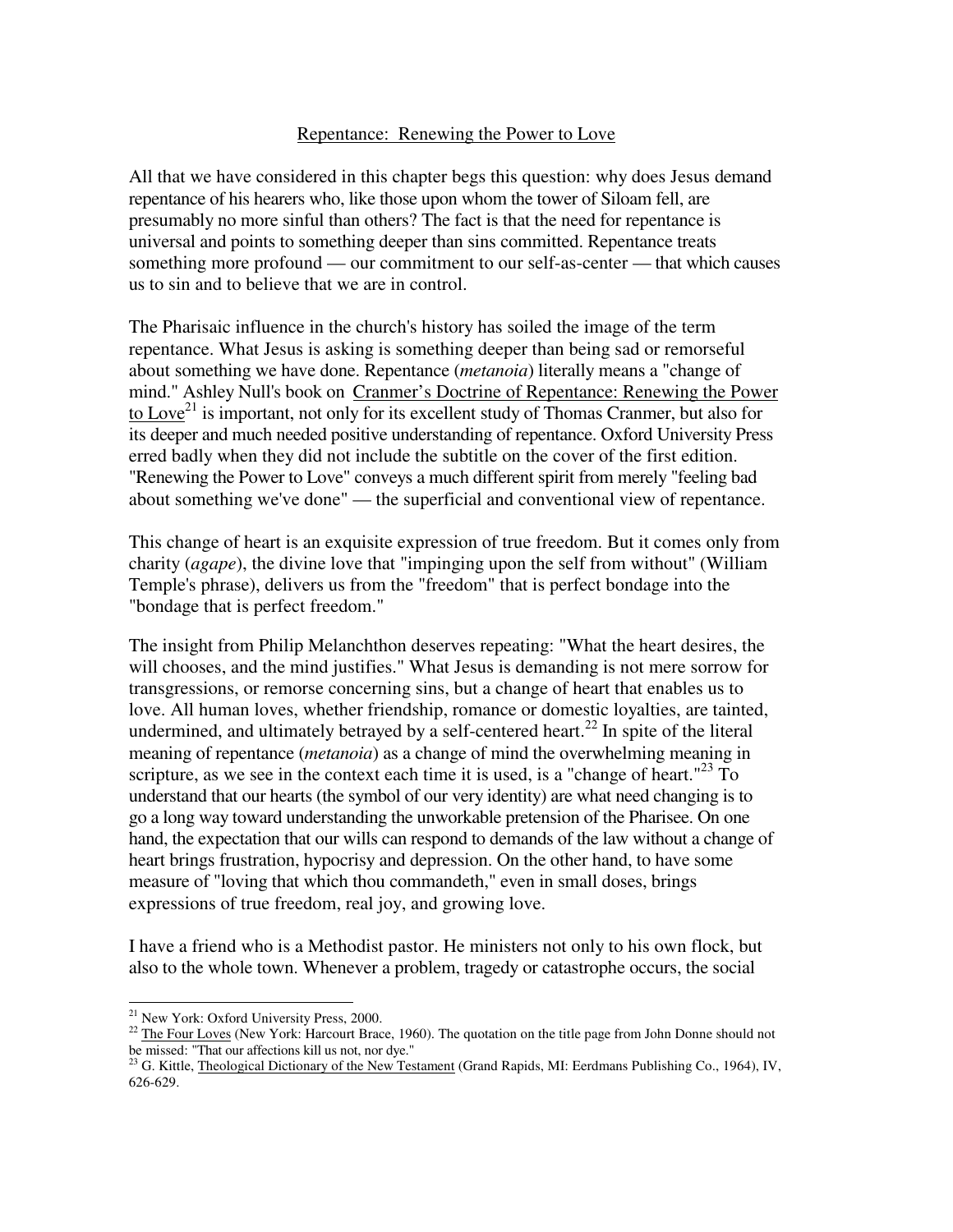## Repentance: Renewing the Power to Love

All that we have considered in this chapter begs this question: why does Jesus demand repentance of his hearers who, like those upon whom the tower of Siloam fell, are presumably no more sinful than others? The fact is that the need for repentance is universal and points to something deeper than sins committed. Repentance treats something more profound — our commitment to our self-as-center — that which causes us to sin and to believe that we are in control.

The Pharisaic influence in the church's history has soiled the image of the term repentance. What Jesus is asking is something deeper than being sad or remorseful about something we have done. Repentance (*metanoia*) literally means a "change of mind." Ashley Null's book on Cranmer's Doctrine of Repentance: Renewing the Power to Love[21] is important, not only for its excellent study of Thomas Cranmer, but also for its deeper and much needed positive understanding of repentance. Oxford University Press erred badly when they did not include the subtitle on the cover of the first edition. "Renewing the Power to Love" conveys a much different spirit from merely "feeling bad about something we've done" — the superficial and conventional view of repentance.

This change of heart is an exquisite expression of true freedom. But it comes only from charity (*agape*), the divine love that "impinging upon the self from without" (William Temple's phrase), delivers us from the "freedom" that is perfect bondage into the "bondage that is perfect freedom."

The insight from Philip Melanchthon deserves repeating: "What the heart desires, the will chooses, and the mind justifies." What Jesus is demanding is not mere sorrow for transgressions, or remorse concerning sins, but a change of heart that enables us to love. All human loves, whether friendship, romance or domestic loyalties, are tainted, undermined, and ultimately betrayed by a self-centered heart.[22] In spite of the literal meaning of repentance (*metanoia*) as a change of mind the overwhelming meaning in scripture, as we see in the context each time it is used, is a "change of heart."[23] To understand that our hearts (the symbol of our very identity) are what need changing is to go a long way toward understanding the unworkable pretension of the Pharisee. On one hand, the expectation that our wills can respond to demands of the law without a change of heart brings frustration, hypocrisy and depression. On the other hand, to have some measure of "loving that which thou commandeth," even in small doses, brings expressions of true freedom, real joy, and growing love.

I have a friend who is a Methodist pastor. He ministers not only to his own flock, but also to the whole town. Whenever a problem, tragedy or catastrophe occurs, the social

---

[21] New York: Oxford University Press, 2000.

[22] The Four Loves (New York: Harcourt Brace, 1960). The quotation on the title page from John Donne should not be missed: "That our affections kill us not, nor dye."

[23] G. Kittle, Theological Dictionary of the New Testament (Grand Rapids, MI: Eerdmans Publishing Co., 1964), IV, 626-629.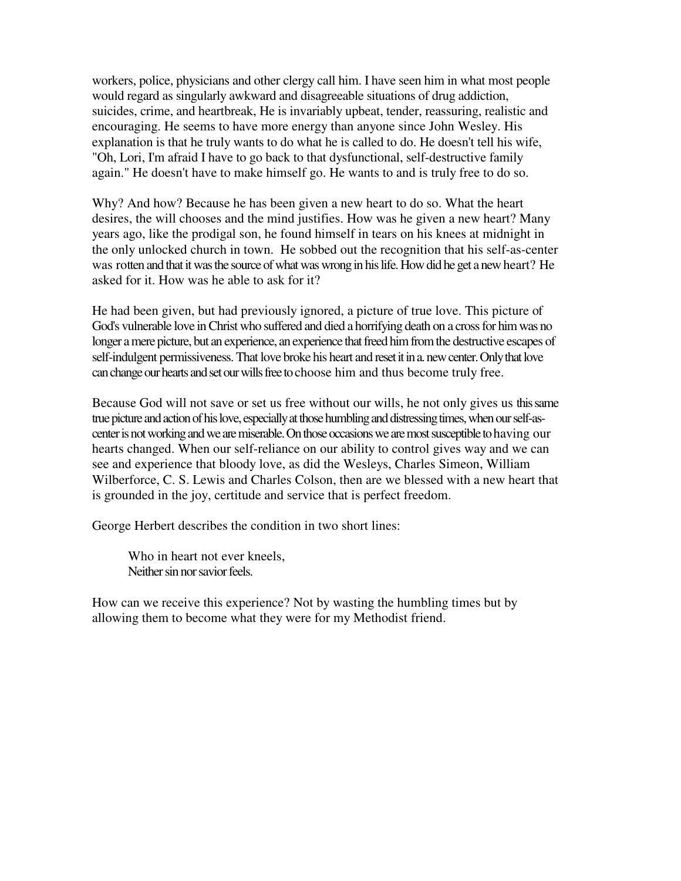workers, police, physicians and other clergy call him. I have seen him in what most people would regard as singularly awkward and disagreeable situations of drug addiction, suicides, crime, and heartbreak, He is invariably upbeat, tender, reassuring, realistic and encouraging. He seems to have more energy than anyone since John Wesley. His explanation is that he truly wants to do what he is called to do. He doesn't tell his wife, "Oh, Lori, I'm afraid I have to go back to that dysfunctional, self-destructive family again." He doesn't have to make himself go. He wants to and is truly free to do so.

Why? And how? Because he has been given a new heart to do so. What the heart desires, the will chooses and the mind justifies. How was he given a new heart? Many years ago, like the prodigal son, he found himself in tears on his knees at midnight in the only unlocked church in town. He sobbed out the recognition that his self-as-center was rotten and that it was the source of what was wrong in his life. How did he get a new heart? He asked for it. How was he able to ask for it?

He had been given, but had previously ignored, a picture of true love. This picture of God's vulnerable love in Christ who suffered and died a horrifying death on a cross for him was no longer a mere picture, but an experience, an experience that freed him from the destructive escapes of self-indulgent permissiveness. That love broke his heart and reset it in a. new center. Only that love can change our hearts and set our wills free to choose him and thus become truly free.

Because God will not save or set us free without our wills, he not only gives us this same true picture and action of his love, especially at those humbling and distressing times, when our self-as-center is not working and we are miserable. On those occasions we are most susceptible to having our hearts changed. When our self-reliance on our ability to control gives way and we can see and experience that bloody love, as did the Wesleys, Charles Simeon, William Wilberforce, C. S. Lewis and Charles Colson, then are we blessed with a new heart that is grounded in the joy, certitude and service that is perfect freedom.

George Herbert describes the condition in two short lines:

> Who in heart not ever kneels,
> Neither sin nor savior feels.

How can we receive this experience? Not by wasting the humbling times but by allowing them to become what they were for my Methodist friend.